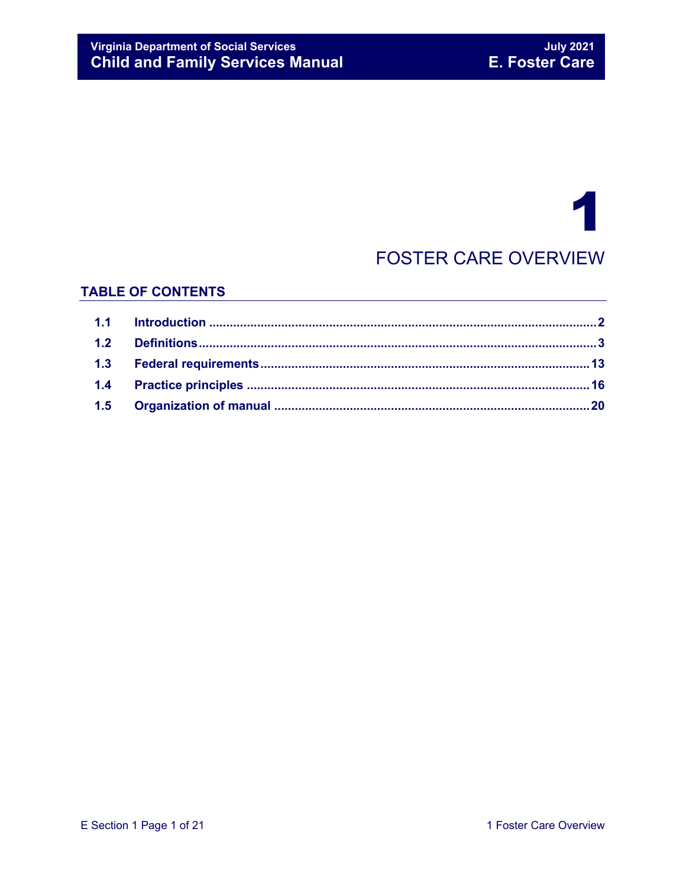# 1

# FOSTER CARE OVERVIEW

## TABLE OF CONTENTS

| | | |
|---|---|---|
| 1.1 | Introduction | 2 |
| 1.2 | Definitions | 3 |
| 1.3 | Federal requirements | 13 |
| 1.4 | Practice principles | 16 |
| 1.5 | Organization of manual | 20 |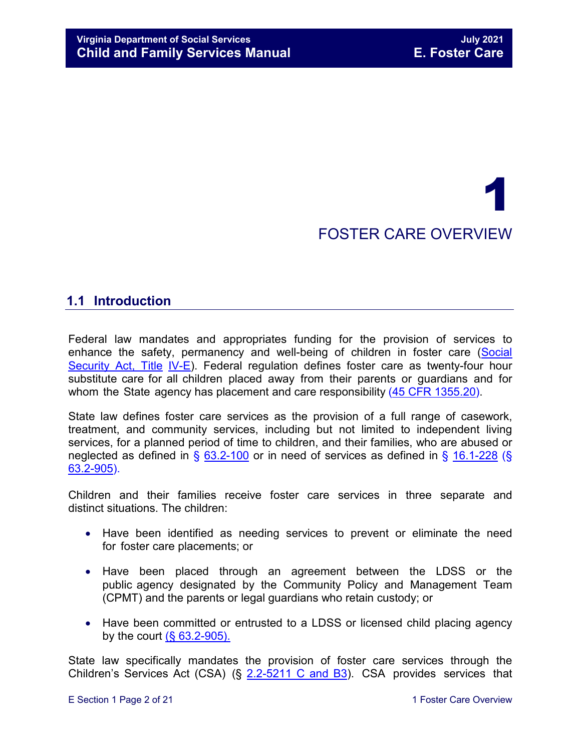# 1

# FOSTER CARE OVERVIEW

## 1.1 Introduction

Federal law mandates and appropriates funding for the provision of services to enhance the safety, permanency and well-being of children in foster care (Social Security Act, Title IV-E). Federal regulation defines foster care as twenty-four hour substitute care for all children placed away from their parents or guardians and for whom the State agency has placement and care responsibility (45 CFR 1355.20).

State law defines foster care services as the provision of a full range of casework, treatment, and community services, including but not limited to independent living services, for a planned period of time to children, and their families, who are abused or neglected as defined in § 63.2-100 or in need of services as defined in § 16.1-228 (§ 63.2-905).

Children and their families receive foster care services in three separate and distinct situations. The children:

- Have been identified as needing services to prevent or eliminate the need for foster care placements; or
- Have been placed through an agreement between the LDSS or the public agency designated by the Community Policy and Management Team (CPMT) and the parents or legal guardians who retain custody; or
- Have been committed or entrusted to a LDSS or licensed child placing agency by the court (§ 63.2-905).

State law specifically mandates the provision of foster care services through the Children's Services Act (CSA) (§ 2.2-5211 C and B3). CSA provides services that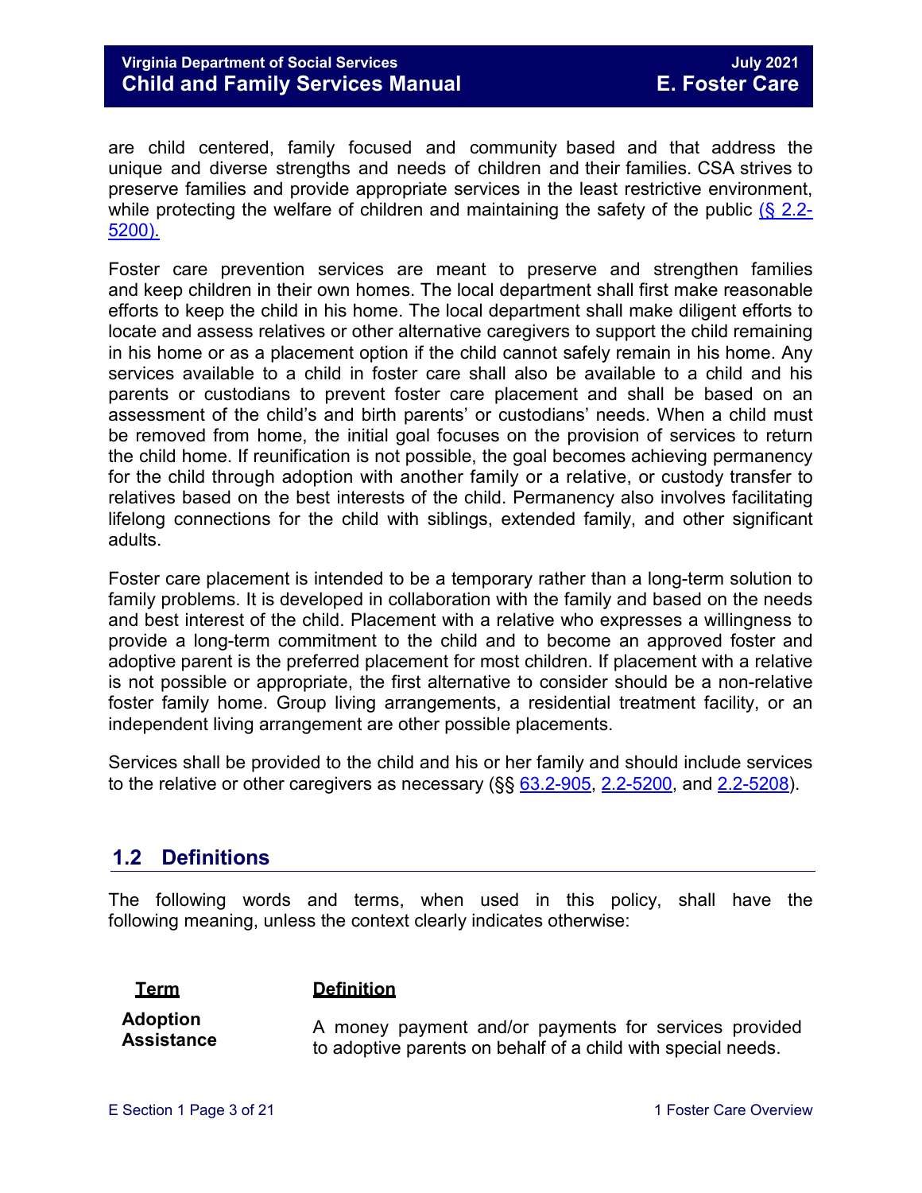are child centered, family focused and community based and that address the unique and diverse strengths and needs of children and their families. CSA strives to preserve families and provide appropriate services in the least restrictive environment, while protecting the welfare of children and maintaining the safety of the public (§ 2.2-5200).

Foster care prevention services are meant to preserve and strengthen families and keep children in their own homes. The local department shall first make reasonable efforts to keep the child in his home. The local department shall make diligent efforts to locate and assess relatives or other alternative caregivers to support the child remaining in his home or as a placement option if the child cannot safely remain in his home. Any services available to a child in foster care shall also be available to a child and his parents or custodians to prevent foster care placement and shall be based on an assessment of the child's and birth parents' or custodians' needs. When a child must be removed from home, the initial goal focuses on the provision of services to return the child home. If reunification is not possible, the goal becomes achieving permanency for the child through adoption with another family or a relative, or custody transfer to relatives based on the best interests of the child. Permanency also involves facilitating lifelong connections for the child with siblings, extended family, and other significant adults.

Foster care placement is intended to be a temporary rather than a long-term solution to family problems. It is developed in collaboration with the family and based on the needs and best interest of the child. Placement with a relative who expresses a willingness to provide a long-term commitment to the child and to become an approved foster and adoptive parent is the preferred placement for most children. If placement with a relative is not possible or appropriate, the first alternative to consider should be a non-relative foster family home. Group living arrangements, a residential treatment facility, or an independent living arrangement are other possible placements.

Services shall be provided to the child and his or her family and should include services to the relative or other caregivers as necessary (§§ 63.2-905, 2.2-5200, and 2.2-5208).

## 1.2 Definitions

The following words and terms, when used in this policy, shall have the following meaning, unless the context clearly indicates otherwise:

| Term | Definition |
|---|---|
| **Adoption Assistance** | A money payment and/or payments for services provided to adoptive parents on behalf of a child with special needs. |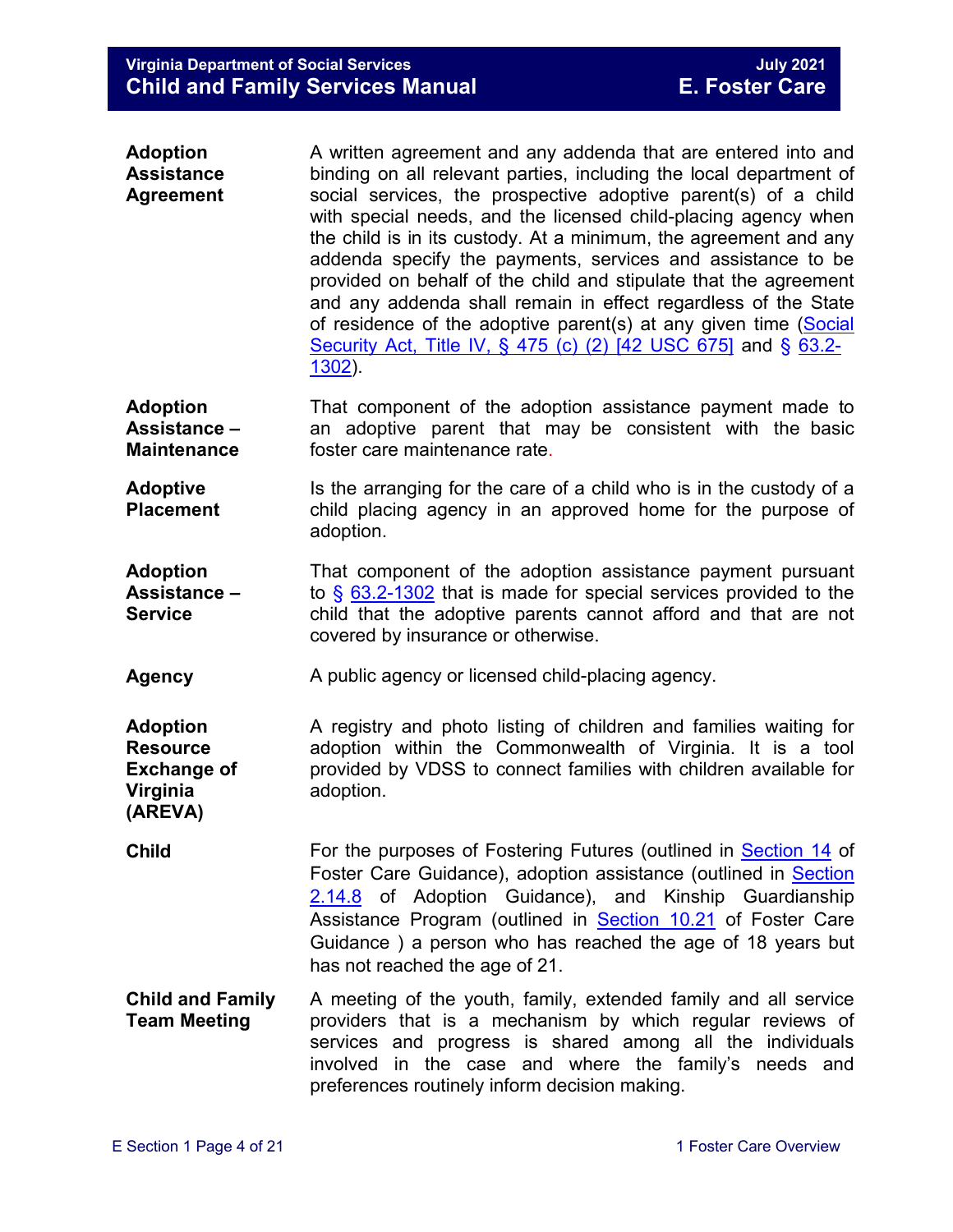**Adoption Assistance Agreement** A written agreement and any addenda that are entered into and binding on all relevant parties, including the local department of social services, the prospective adoptive parent(s) of a child with special needs, and the licensed child-placing agency when the child is in its custody. At a minimum, the agreement and any addenda specify the payments, services and assistance to be provided on behalf of the child and stipulate that the agreement and any addenda shall remain in effect regardless of the State of residence of the adoptive parent(s) at any given time (Social Security Act, Title IV, § 475 (c) (2) [42 USC 675] and § 63.2-1302).

**Adoption Assistance – Maintenance** That component of the adoption assistance payment made to an adoptive parent that may be consistent with the basic foster care maintenance rate.

**Adoptive Placement** Is the arranging for the care of a child who is in the custody of a child placing agency in an approved home for the purpose of adoption.

**Adoption Assistance – Service** That component of the adoption assistance payment pursuant to § 63.2-1302 that is made for special services provided to the child that the adoptive parents cannot afford and that are not covered by insurance or otherwise.

**Agency** A public agency or licensed child-placing agency.

**Adoption Resource Exchange of Virginia (AREVA)** A registry and photo listing of children and families waiting for adoption within the Commonwealth of Virginia. It is a tool provided by VDSS to connect families with children available for adoption.

**Child** For the purposes of Fostering Futures (outlined in Section 14 of Foster Care Guidance), adoption assistance (outlined in Section 2.14.8 of Adoption Guidance), and Kinship Guardianship Assistance Program (outlined in Section 10.21 of Foster Care Guidance ) a person who has reached the age of 18 years but has not reached the age of 21.

**Child and Family Team Meeting** A meeting of the youth, family, extended family and all service providers that is a mechanism by which regular reviews of services and progress is shared among all the individuals involved in the case and where the family's needs and preferences routinely inform decision making.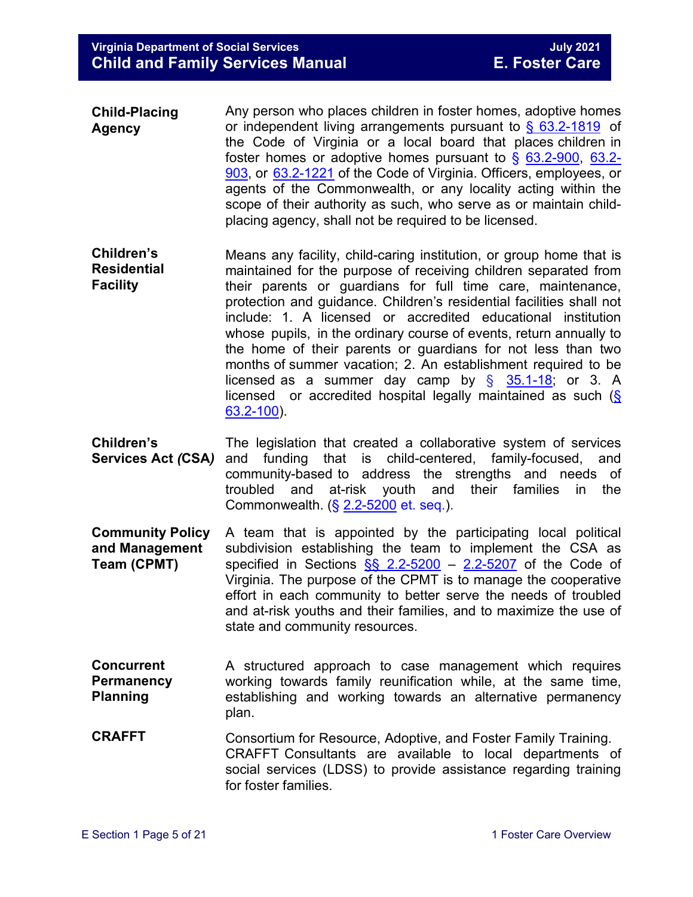**Child-Placing Agency**

Any person who places children in foster homes, adoptive homes or independent living arrangements pursuant to § 63.2-1819 of the Code of Virginia or a local board that places children in foster homes or adoptive homes pursuant to § 63.2-900, 63.2-903, or 63.2-1221 of the Code of Virginia. Officers, employees, or agents of the Commonwealth, or any locality acting within the scope of their authority as such, who serve as or maintain child-placing agency, shall not be required to be licensed.

**Children's Residential Facility**

Means any facility, child-caring institution, or group home that is maintained for the purpose of receiving children separated from their parents or guardians for full time care, maintenance, protection and guidance. Children's residential facilities shall not include: 1. A licensed or accredited educational institution whose pupils, in the ordinary course of events, return annually to the home of their parents or guardians for not less than two months of summer vacation; 2. An establishment required to be licensed as a summer day camp by § 35.1-18; or 3. A licensed or accredited hospital legally maintained as such (§ 63.2-100).

**Children's Services Act *(*CSA*)***

The legislation that created a collaborative system of services and funding that is child-centered, family-focused, and community-based to address the strengths and needs of troubled and at-risk youth and their families in the Commonwealth. (§ 2.2-5200 et. seq.).

**Community Policy and Management Team (CPMT)**

A team that is appointed by the participating local political subdivision establishing the team to implement the CSA as specified in Sections §§ 2.2-5200 – 2.2-5207 of the Code of Virginia. The purpose of the CPMT is to manage the cooperative effort in each community to better serve the needs of troubled and at-risk youths and their families, and to maximize the use of state and community resources.

**Concurrent Permanency Planning**

A structured approach to case management which requires working towards family reunification while, at the same time, establishing and working towards an alternative permanency plan.

**CRAFFT**

Consortium for Resource, Adoptive, and Foster Family Training. CRAFFT Consultants are available to local departments of social services (LDSS) to provide assistance regarding training for foster families.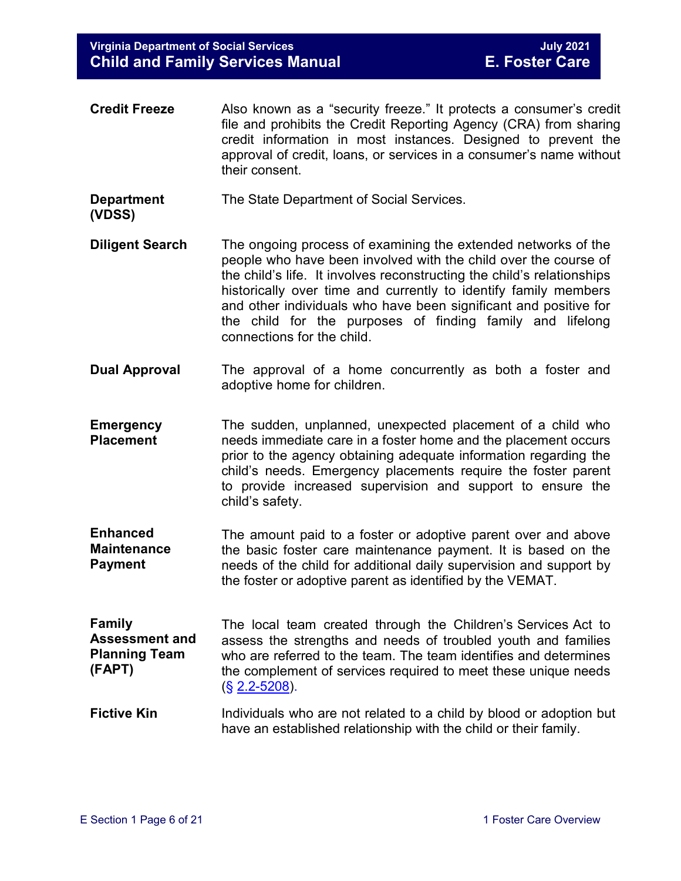**Credit Freeze** Also known as a "security freeze." It protects a consumer's credit file and prohibits the Credit Reporting Agency (CRA) from sharing credit information in most instances. Designed to prevent the approval of credit, loans, or services in a consumer's name without their consent.

**Department (VDSS)** The State Department of Social Services.

**Diligent Search** The ongoing process of examining the extended networks of the people who have been involved with the child over the course of the child's life. It involves reconstructing the child's relationships historically over time and currently to identify family members and other individuals who have been significant and positive for the child for the purposes of finding family and lifelong connections for the child.

**Dual Approval** The approval of a home concurrently as both a foster and adoptive home for children.

**Emergency Placement** The sudden, unplanned, unexpected placement of a child who needs immediate care in a foster home and the placement occurs prior to the agency obtaining adequate information regarding the child's needs. Emergency placements require the foster parent to provide increased supervision and support to ensure the child's safety.

**Enhanced Maintenance Payment** The amount paid to a foster or adoptive parent over and above the basic foster care maintenance payment. It is based on the needs of the child for additional daily supervision and support by the foster or adoptive parent as identified by the VEMAT.

**Family Assessment and Planning Team (FAPT)** The local team created through the Children's Services Act to assess the strengths and needs of troubled youth and families who are referred to the team. The team identifies and determines the complement of services required to meet these unique needs (§ 2.2-5208).

**Fictive Kin** Individuals who are not related to a child by blood or adoption but have an established relationship with the child or their family.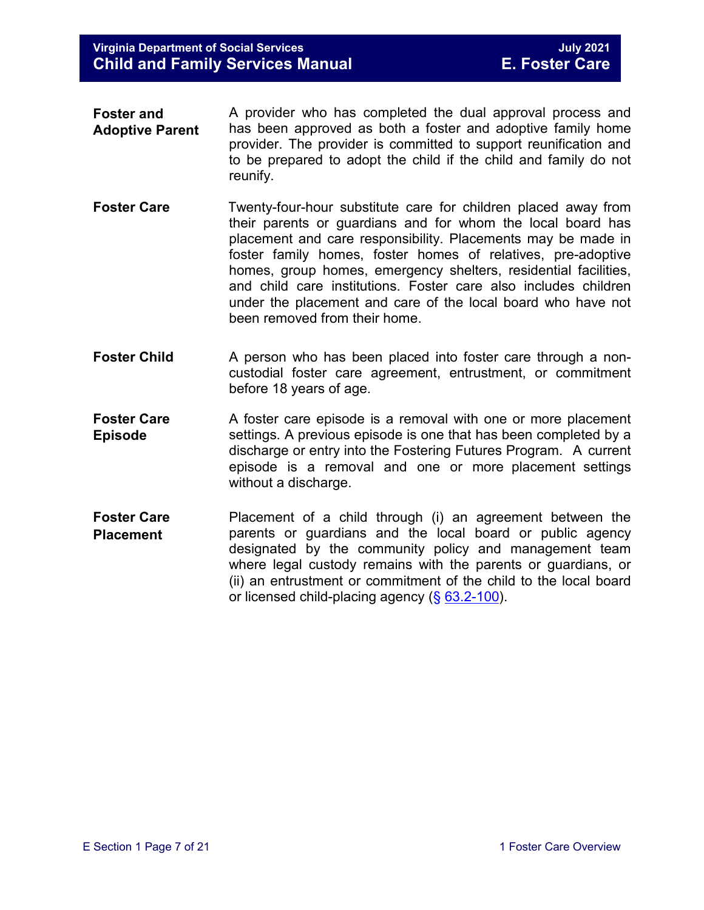**Foster and Adoptive Parent** A provider who has completed the dual approval process and has been approved as both a foster and adoptive family home provider. The provider is committed to support reunification and to be prepared to adopt the child if the child and family do not reunify.

**Foster Care** Twenty-four-hour substitute care for children placed away from their parents or guardians and for whom the local board has placement and care responsibility. Placements may be made in foster family homes, foster homes of relatives, pre-adoptive homes, group homes, emergency shelters, residential facilities, and child care institutions. Foster care also includes children under the placement and care of the local board who have not been removed from their home.

**Foster Child** A person who has been placed into foster care through a non-custodial foster care agreement, entrustment, or commitment before 18 years of age.

**Foster Care Episode** A foster care episode is a removal with one or more placement settings. A previous episode is one that has been completed by a discharge or entry into the Fostering Futures Program. A current episode is a removal and one or more placement settings without a discharge.

**Foster Care Placement** Placement of a child through (i) an agreement between the parents or guardians and the local board or public agency designated by the community policy and management team where legal custody remains with the parents or guardians, or (ii) an entrustment or commitment of the child to the local board or licensed child-placing agency (§ 63.2-100).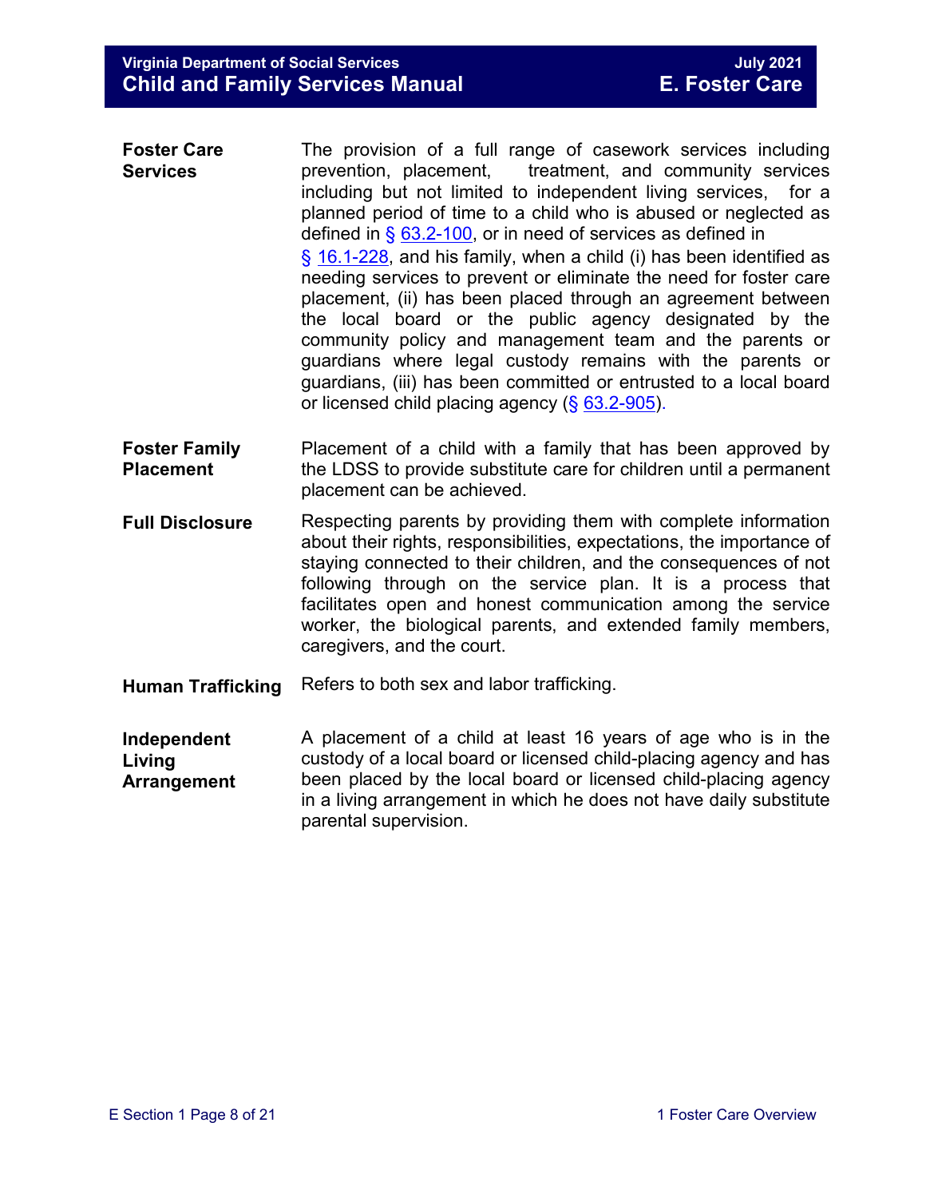**Foster Care Services**

The provision of a full range of casework services including prevention, placement, treatment, and community services including but not limited to independent living services, for a planned period of time to a child who is abused or neglected as defined in § 63.2-100, or in need of services as defined in § 16.1-228, and his family, when a child (i) has been identified as needing services to prevent or eliminate the need for foster care placement, (ii) has been placed through an agreement between the local board or the public agency designated by the community policy and management team and the parents or guardians where legal custody remains with the parents or guardians, (iii) has been committed or entrusted to a local board or licensed child placing agency (§ 63.2-905).

**Foster Family Placement**

Placement of a child with a family that has been approved by the LDSS to provide substitute care for children until a permanent placement can be achieved.

**Full Disclosure**

Respecting parents by providing them with complete information about their rights, responsibilities, expectations, the importance of staying connected to their children, and the consequences of not following through on the service plan. It is a process that facilitates open and honest communication among the service worker, the biological parents, and extended family members, caregivers, and the court.

**Human Trafficking**

Refers to both sex and labor trafficking.

**Independent Living Arrangement**

A placement of a child at least 16 years of age who is in the custody of a local board or licensed child-placing agency and has been placed by the local board or licensed child-placing agency in a living arrangement in which he does not have daily substitute parental supervision.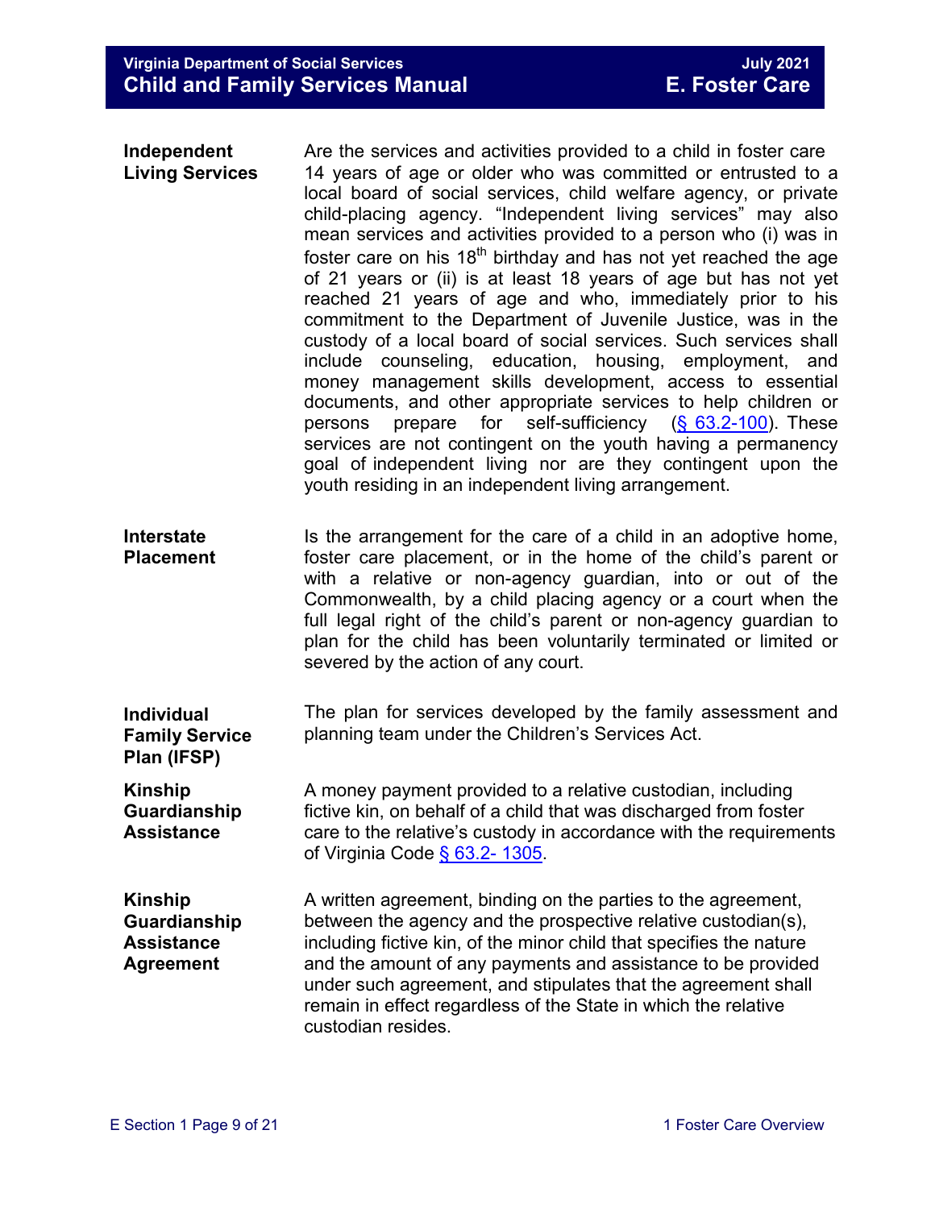**Independent Living Services**

Are the services and activities provided to a child in foster care 14 years of age or older who was committed or entrusted to a local board of social services, child welfare agency, or private child-placing agency. "Independent living services" may also mean services and activities provided to a person who (i) was in foster care on his 18th birthday and has not yet reached the age of 21 years or (ii) is at least 18 years of age but has not yet reached 21 years of age and who, immediately prior to his commitment to the Department of Juvenile Justice, was in the custody of a local board of social services. Such services shall include counseling, education, housing, employment, and money management skills development, access to essential documents, and other appropriate services to help children or persons prepare for self-sufficiency (§ 63.2-100). These services are not contingent on the youth having a permanency goal of independent living nor are they contingent upon the youth residing in an independent living arrangement.

**Interstate Placement**

Is the arrangement for the care of a child in an adoptive home, foster care placement, or in the home of the child's parent or with a relative or non-agency guardian, into or out of the Commonwealth, by a child placing agency or a court when the full legal right of the child's parent or non-agency guardian to plan for the child has been voluntarily terminated or limited or severed by the action of any court.

**Individual Family Service Plan (IFSP)**

The plan for services developed by the family assessment and planning team under the Children's Services Act.

**Kinship Guardianship Assistance**

A money payment provided to a relative custodian, including fictive kin, on behalf of a child that was discharged from foster care to the relative's custody in accordance with the requirements of Virginia Code § 63.2- 1305.

**Kinship Guardianship Assistance Agreement**

A written agreement, binding on the parties to the agreement, between the agency and the prospective relative custodian(s), including fictive kin, of the minor child that specifies the nature and the amount of any payments and assistance to be provided under such agreement, and stipulates that the agreement shall remain in effect regardless of the State in which the relative custodian resides.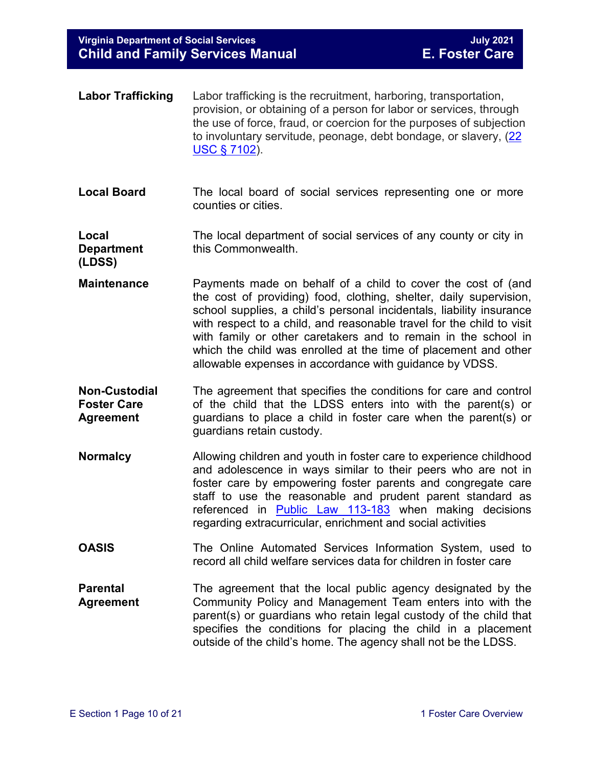**Labor Trafficking** Labor trafficking is the recruitment, harboring, transportation, provision, or obtaining of a person for labor or services, through the use of force, fraud, or coercion for the purposes of subjection to involuntary servitude, peonage, debt bondage, or slavery, (22 USC § 7102).

**Local Board** The local board of social services representing one or more counties or cities.

**Local Department (LDSS)** The local department of social services of any county or city in this Commonwealth.

**Maintenance** Payments made on behalf of a child to cover the cost of (and the cost of providing) food, clothing, shelter, daily supervision, school supplies, a child's personal incidentals, liability insurance with respect to a child, and reasonable travel for the child to visit with family or other caretakers and to remain in the school in which the child was enrolled at the time of placement and other allowable expenses in accordance with guidance by VDSS.

**Non-Custodial Foster Care Agreement** The agreement that specifies the conditions for care and control of the child that the LDSS enters into with the parent(s) or guardians to place a child in foster care when the parent(s) or guardians retain custody.

**Normalcy** Allowing children and youth in foster care to experience childhood and adolescence in ways similar to their peers who are not in foster care by empowering foster parents and congregate care staff to use the reasonable and prudent parent standard as referenced in Public Law 113-183 when making decisions regarding extracurricular, enrichment and social activities

**OASIS** The Online Automated Services Information System, used to record all child welfare services data for children in foster care

**Parental Agreement** The agreement that the local public agency designated by the Community Policy and Management Team enters into with the parent(s) or guardians who retain legal custody of the child that specifies the conditions for placing the child in a placement outside of the child's home. The agency shall not be the LDSS.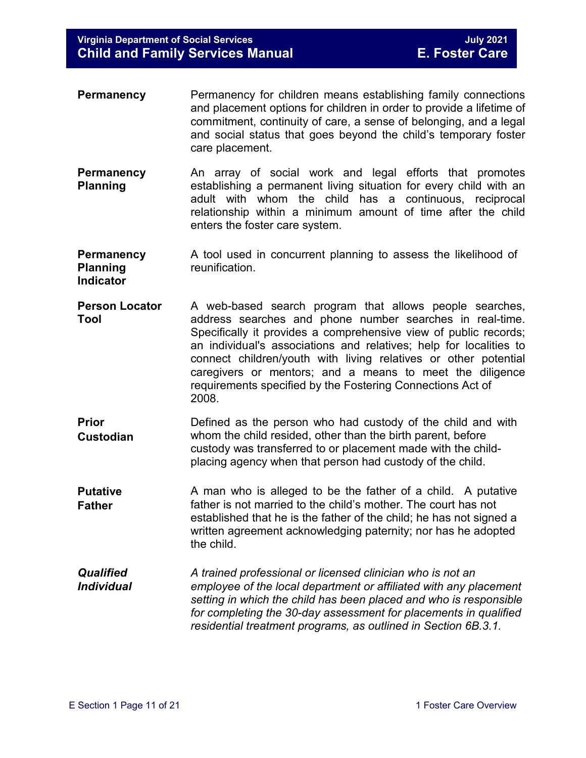**Permanency** Permanency for children means establishing family connections and placement options for children in order to provide a lifetime of commitment, continuity of care, a sense of belonging, and a legal and social status that goes beyond the child's temporary foster care placement.

**Permanency Planning** An array of social work and legal efforts that promotes establishing a permanent living situation for every child with an adult with whom the child has a continuous, reciprocal relationship within a minimum amount of time after the child enters the foster care system.

**Permanency Planning Indicator** A tool used in concurrent planning to assess the likelihood of reunification.

**Person Locator Tool** A web-based search program that allows people searches, address searches and phone number searches in real-time. Specifically it provides a comprehensive view of public records; an individual's associations and relatives; help for localities to connect children/youth with living relatives or other potential caregivers or mentors; and a means to meet the diligence requirements specified by the Fostering Connections Act of 2008.

**Prior Custodian** Defined as the person who had custody of the child and with whom the child resided, other than the birth parent, before custody was transferred to or placement made with the child-placing agency when that person had custody of the child.

**Putative Father** A man who is alleged to be the father of a child. A putative father is not married to the child's mother. The court has not established that he is the father of the child; he has not signed a written agreement acknowledging paternity; nor has he adopted the child.

***Qualified Individual*** *A trained professional or licensed clinician who is not an employee of the local department or affiliated with any placement setting in which the child has been placed and who is responsible for completing the 30-day assessment for placements in qualified residential treatment programs, as outlined in Section 6B.3.1.*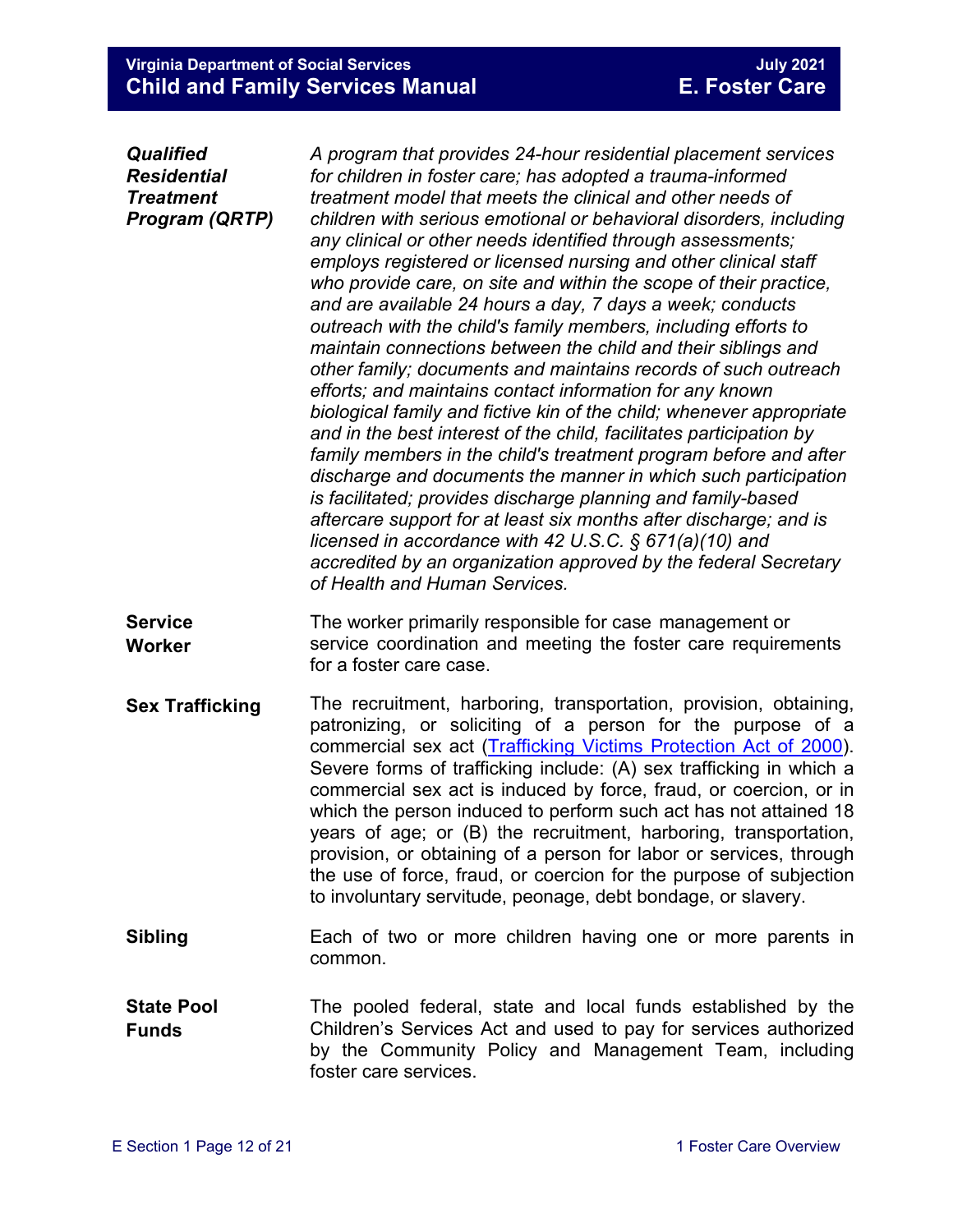***Qualified Residential Treatment Program (QRTP)***

*A program that provides 24-hour residential placement services for children in foster care; has adopted a trauma-informed treatment model that meets the clinical and other needs of children with serious emotional or behavioral disorders, including any clinical or other needs identified through assessments; employs registered or licensed nursing and other clinical staff who provide care, on site and within the scope of their practice, and are available 24 hours a day, 7 days a week; conducts outreach with the child's family members, including efforts to maintain connections between the child and their siblings and other family; documents and maintains records of such outreach efforts; and maintains contact information for any known biological family and fictive kin of the child; whenever appropriate and in the best interest of the child, facilitates participation by family members in the child's treatment program before and after discharge and documents the manner in which such participation is facilitated; provides discharge planning and family-based aftercare support for at least six months after discharge; and is licensed in accordance with 42 U.S.C. § 671(a)(10) and accredited by an organization approved by the federal Secretary of Health and Human Services.*

**Service Worker**

The worker primarily responsible for case management or service coordination and meeting the foster care requirements for a foster care case.

**Sex Trafficking**

The recruitment, harboring, transportation, provision, obtaining, patronizing, or soliciting of a person for the purpose of a commercial sex act ([Trafficking Victims Protection Act of 2000]()). Severe forms of trafficking include: (A) sex trafficking in which a commercial sex act is induced by force, fraud, or coercion, or in which the person induced to perform such act has not attained 18 years of age; or (B) the recruitment, harboring, transportation, provision, or obtaining of a person for labor or services, through the use of force, fraud, or coercion for the purpose of subjection to involuntary servitude, peonage, debt bondage, or slavery.

**Sibling**

Each of two or more children having one or more parents in common.

**State Pool Funds**

The pooled federal, state and local funds established by the Children's Services Act and used to pay for services authorized by the Community Policy and Management Team, including foster care services.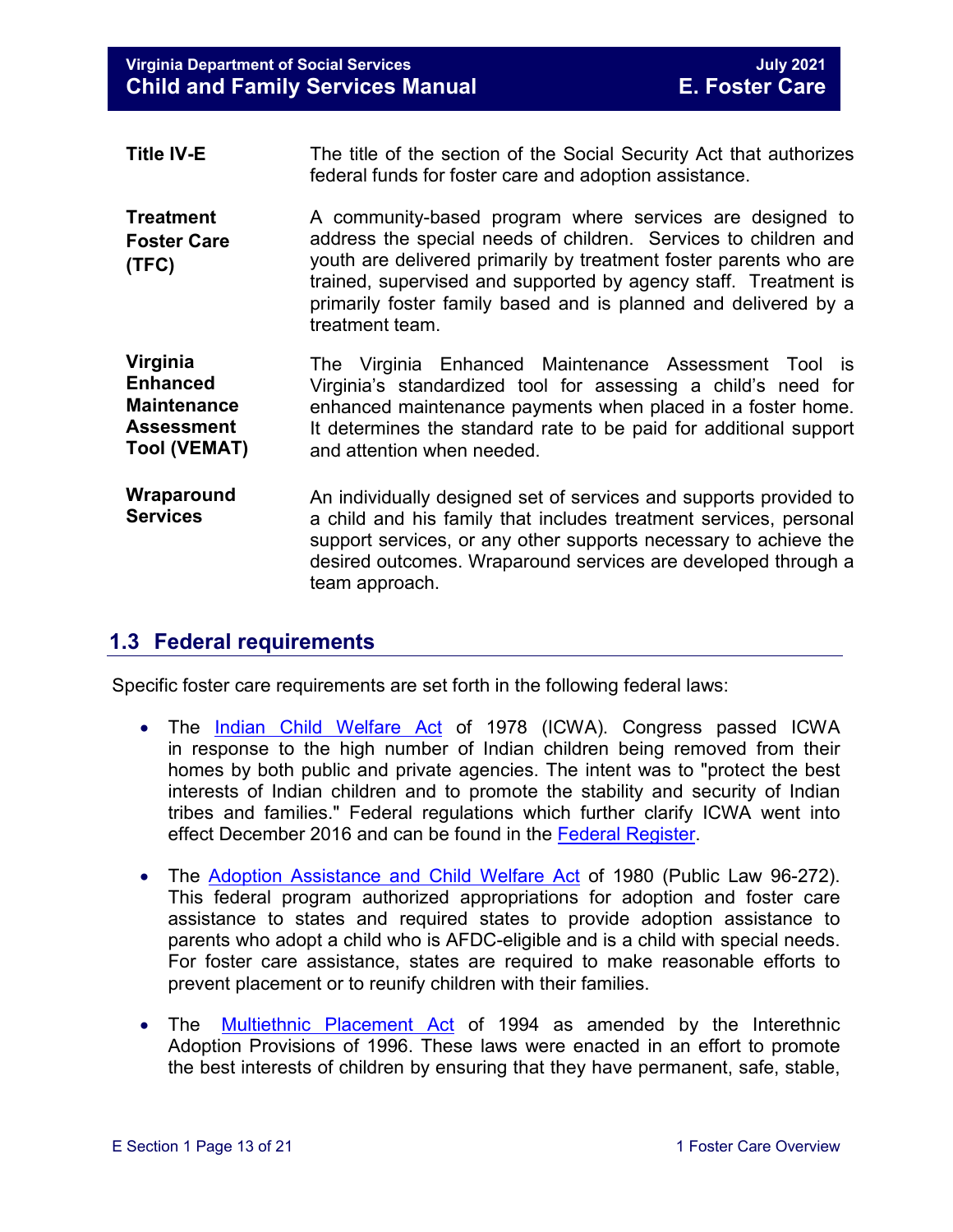| | |
|---|---|
| **Title IV-E** | The title of the section of the Social Security Act that authorizes federal funds for foster care and adoption assistance. |
| **Treatment Foster Care (TFC)** | A community-based program where services are designed to address the special needs of children. Services to children and youth are delivered primarily by treatment foster parents who are trained, supervised and supported by agency staff. Treatment is primarily foster family based and is planned and delivered by a treatment team. |
| **Virginia Enhanced Maintenance Assessment Tool (VEMAT)** | The Virginia Enhanced Maintenance Assessment Tool is Virginia's standardized tool for assessing a child's need for enhanced maintenance payments when placed in a foster home. It determines the standard rate to be paid for additional support and attention when needed. |
| **Wraparound Services** | An individually designed set of services and supports provided to a child and his family that includes treatment services, personal support services, or any other supports necessary to achieve the desired outcomes. Wraparound services are developed through a team approach. |

## 1.3 Federal requirements

Specific foster care requirements are set forth in the following federal laws:

- The Indian Child Welfare Act of 1978 (ICWA). Congress passed ICWA in response to the high number of Indian children being removed from their homes by both public and private agencies. The intent was to "protect the best interests of Indian children and to promote the stability and security of Indian tribes and families." Federal regulations which further clarify ICWA went into effect December 2016 and can be found in the Federal Register.

- The Adoption Assistance and Child Welfare Act of 1980 (Public Law 96-272). This federal program authorized appropriations for adoption and foster care assistance to states and required states to provide adoption assistance to parents who adopt a child who is AFDC-eligible and is a child with special needs. For foster care assistance, states are required to make reasonable efforts to prevent placement or to reunify children with their families.

- The Multiethnic Placement Act of 1994 as amended by the Interethnic Adoption Provisions of 1996. These laws were enacted in an effort to promote the best interests of children by ensuring that they have permanent, safe, stable,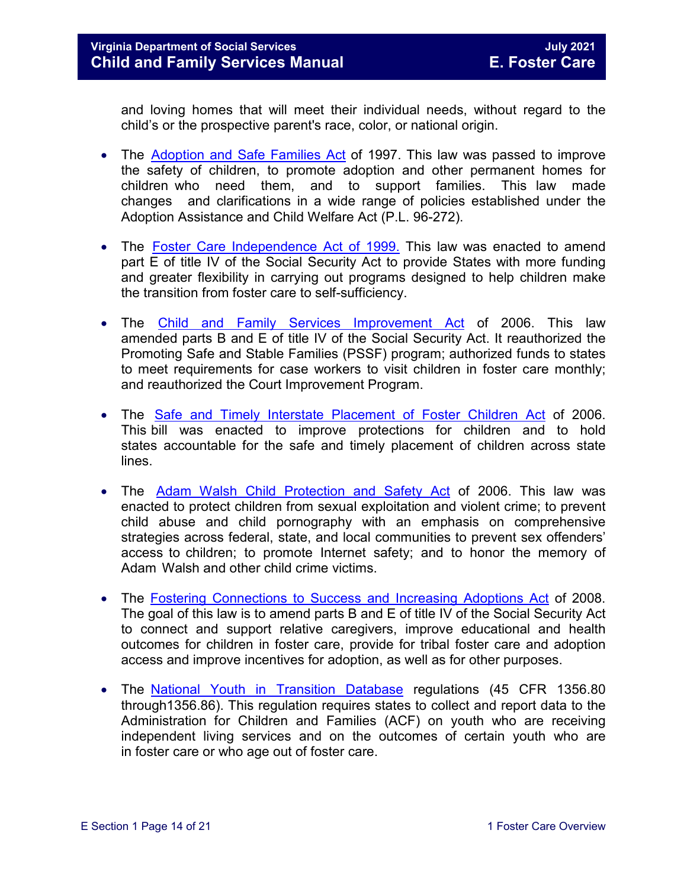and loving homes that will meet their individual needs, without regard to the child's or the prospective parent's race, color, or national origin.

- The Adoption and Safe Families Act of 1997. This law was passed to improve the safety of children, to promote adoption and other permanent homes for children who need them, and to support families. This law made changes and clarifications in a wide range of policies established under the Adoption Assistance and Child Welfare Act (P.L. 96-272).

- The Foster Care Independence Act of 1999. This law was enacted to amend part E of title IV of the Social Security Act to provide States with more funding and greater flexibility in carrying out programs designed to help children make the transition from foster care to self-sufficiency.

- The Child and Family Services Improvement Act of 2006. This law amended parts B and E of title IV of the Social Security Act. It reauthorized the Promoting Safe and Stable Families (PSSF) program; authorized funds to states to meet requirements for case workers to visit children in foster care monthly; and reauthorized the Court Improvement Program.

- The Safe and Timely Interstate Placement of Foster Children Act of 2006. This bill was enacted to improve protections for children and to hold states accountable for the safe and timely placement of children across state lines.

- The Adam Walsh Child Protection and Safety Act of 2006. This law was enacted to protect children from sexual exploitation and violent crime; to prevent child abuse and child pornography with an emphasis on comprehensive strategies across federal, state, and local communities to prevent sex offenders' access to children; to promote Internet safety; and to honor the memory of Adam Walsh and other child crime victims.

- The Fostering Connections to Success and Increasing Adoptions Act of 2008. The goal of this law is to amend parts B and E of title IV of the Social Security Act to connect and support relative caregivers, improve educational and health outcomes for children in foster care, provide for tribal foster care and adoption access and improve incentives for adoption, as well as for other purposes.

- The National Youth in Transition Database regulations (45 CFR 1356.80 through1356.86). This regulation requires states to collect and report data to the Administration for Children and Families (ACF) on youth who are receiving independent living services and on the outcomes of certain youth who are in foster care or who age out of foster care.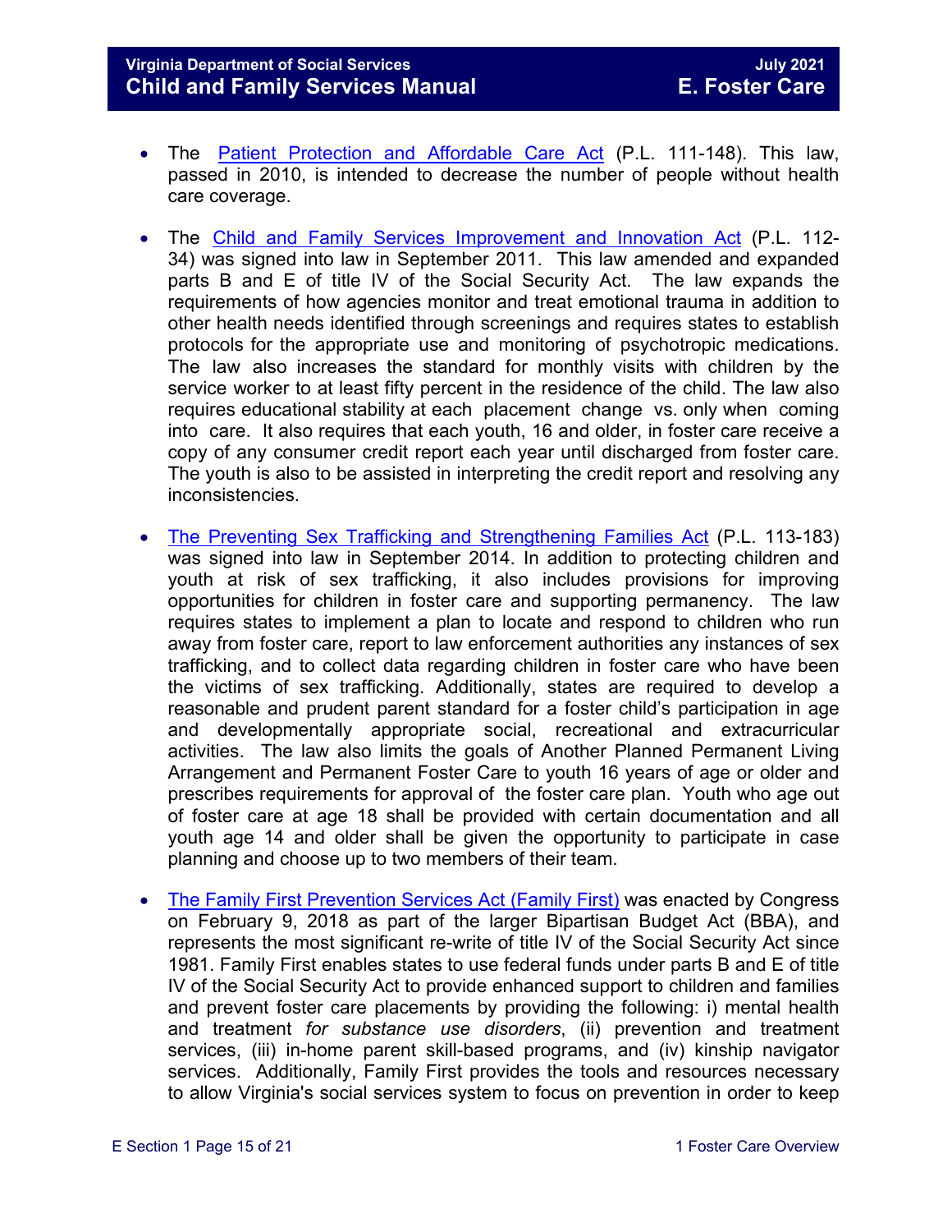- The [Patient Protection and Affordable Care Act](#) (P.L. 111-148). This law, passed in 2010, is intended to decrease the number of people without health care coverage.

- The [Child and Family Services Improvement and Innovation Act](#) (P.L. 112-34) was signed into law in September 2011. This law amended and expanded parts B and E of title IV of the Social Security Act. The law expands the requirements of how agencies monitor and treat emotional trauma in addition to other health needs identified through screenings and requires states to establish protocols for the appropriate use and monitoring of psychotropic medications. The law also increases the standard for monthly visits with children by the service worker to at least fifty percent in the residence of the child. The law also requires educational stability at each placement change vs. only when coming into care. It also requires that each youth, 16 and older, in foster care receive a copy of any consumer credit report each year until discharged from foster care. The youth is also to be assisted in interpreting the credit report and resolving any inconsistencies.

- [The Preventing Sex Trafficking and Strengthening Families Act](#) (P.L. 113-183) was signed into law in September 2014. In addition to protecting children and youth at risk of sex trafficking, it also includes provisions for improving opportunities for children in foster care and supporting permanency. The law requires states to implement a plan to locate and respond to children who run away from foster care, report to law enforcement authorities any instances of sex trafficking, and to collect data regarding children in foster care who have been the victims of sex trafficking. Additionally, states are required to develop a reasonable and prudent parent standard for a foster child's participation in age and developmentally appropriate social, recreational and extracurricular activities. The law also limits the goals of Another Planned Permanent Living Arrangement and Permanent Foster Care to youth 16 years of age or older and prescribes requirements for approval of the foster care plan. Youth who age out of foster care at age 18 shall be provided with certain documentation and all youth age 14 and older shall be given the opportunity to participate in case planning and choose up to two members of their team.

- [The Family First Prevention Services Act (Family First)](#) was enacted by Congress on February 9, 2018 as part of the larger Bipartisan Budget Act (BBA), and represents the most significant re-write of title IV of the Social Security Act since 1981. Family First enables states to use federal funds under parts B and E of title IV of the Social Security Act to provide enhanced support to children and families and prevent foster care placements by providing the following: i) mental health and treatment *for substance use disorders*, (ii) prevention and treatment services, (iii) in-home parent skill-based programs, and (iv) kinship navigator services. Additionally, Family First provides the tools and resources necessary to allow Virginia's social services system to focus on prevention in order to keep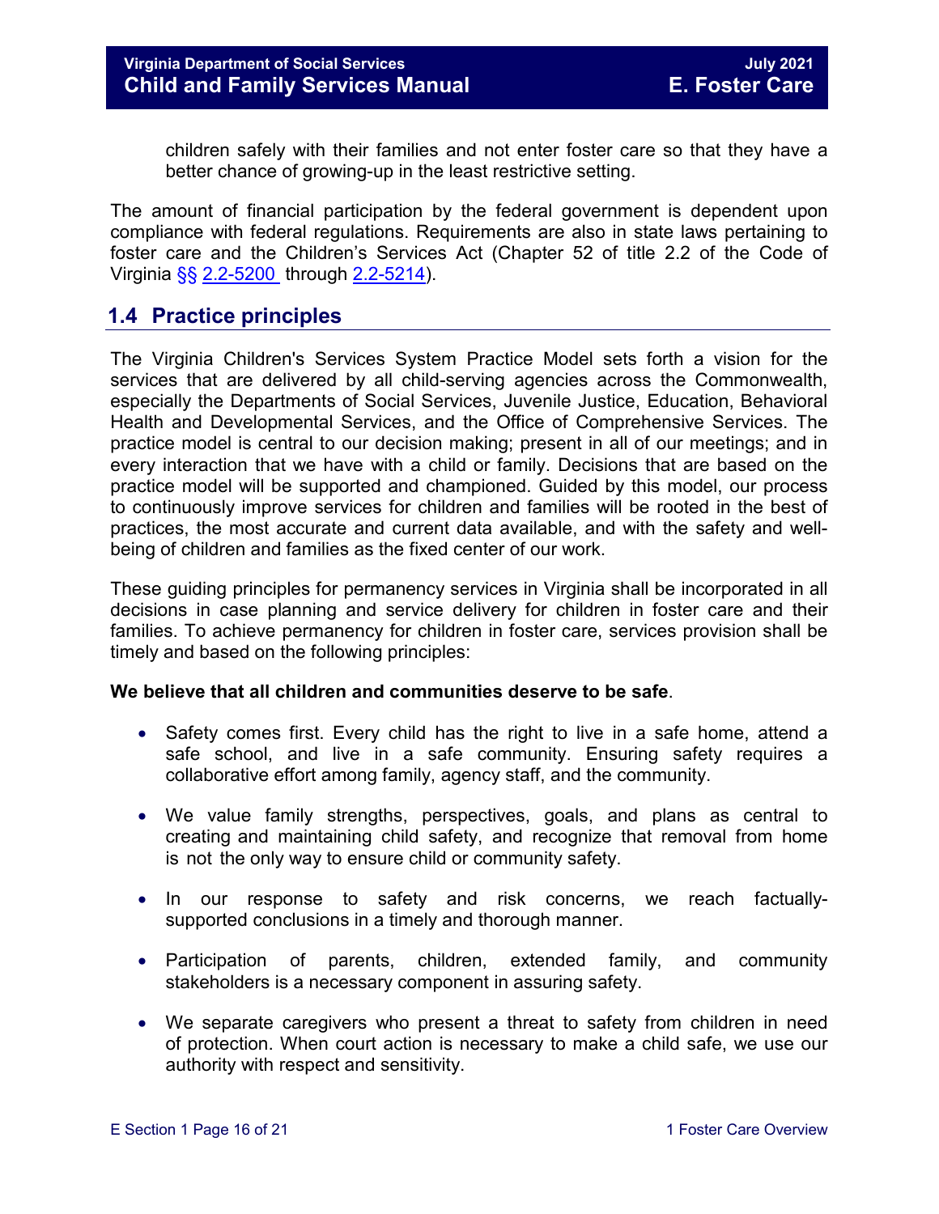children safely with their families and not enter foster care so that they have a better chance of growing-up in the least restrictive setting.

The amount of financial participation by the federal government is dependent upon compliance with federal regulations. Requirements are also in state laws pertaining to foster care and the Children's Services Act (Chapter 52 of title 2.2 of the Code of Virginia §§ 2.2-5200 through 2.2-5214).

## 1.4 Practice principles

The Virginia Children's Services System Practice Model sets forth a vision for the services that are delivered by all child-serving agencies across the Commonwealth, especially the Departments of Social Services, Juvenile Justice, Education, Behavioral Health and Developmental Services, and the Office of Comprehensive Services. The practice model is central to our decision making; present in all of our meetings; and in every interaction that we have with a child or family. Decisions that are based on the practice model will be supported and championed. Guided by this model, our process to continuously improve services for children and families will be rooted in the best of practices, the most accurate and current data available, and with the safety and well-being of children and families as the fixed center of our work.

These guiding principles for permanency services in Virginia shall be incorporated in all decisions in case planning and service delivery for children in foster care and their families. To achieve permanency for children in foster care, services provision shall be timely and based on the following principles:

**We believe that all children and communities deserve to be safe**.

- Safety comes first. Every child has the right to live in a safe home, attend a safe school, and live in a safe community. Ensuring safety requires a collaborative effort among family, agency staff, and the community.
- We value family strengths, perspectives, goals, and plans as central to creating and maintaining child safety, and recognize that removal from home is not the only way to ensure child or community safety.
- In our response to safety and risk concerns, we reach factually-supported conclusions in a timely and thorough manner.
- Participation of parents, children, extended family, and community stakeholders is a necessary component in assuring safety.
- We separate caregivers who present a threat to safety from children in need of protection. When court action is necessary to make a child safe, we use our authority with respect and sensitivity.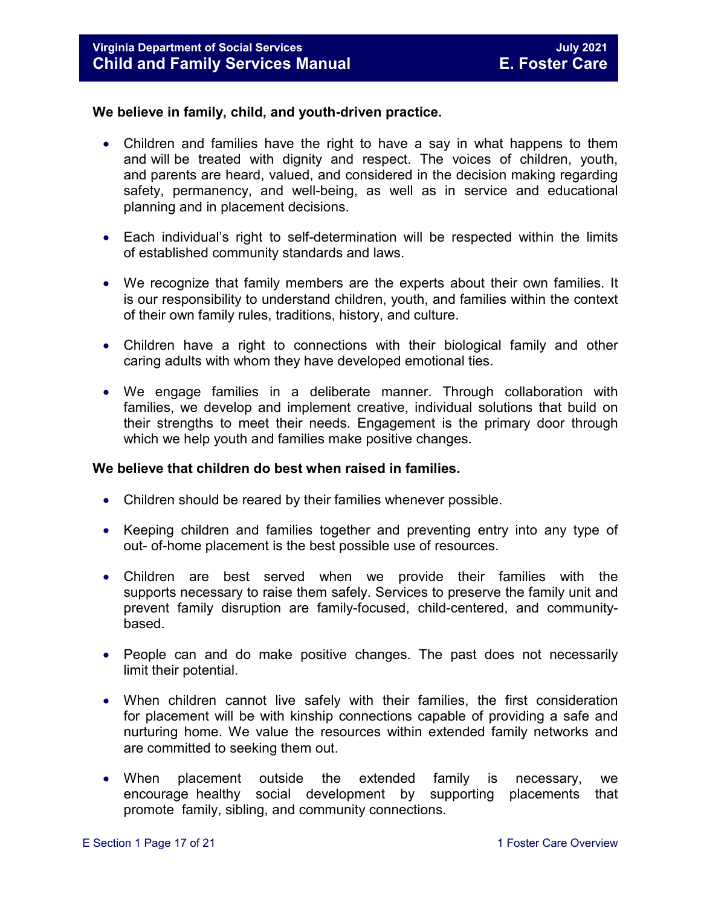**We believe in family, child, and youth-driven practice.**

- Children and families have the right to have a say in what happens to them and will be treated with dignity and respect. The voices of children, youth, and parents are heard, valued, and considered in the decision making regarding safety, permanency, and well-being, as well as in service and educational planning and in placement decisions.
- Each individual's right to self-determination will be respected within the limits of established community standards and laws.
- We recognize that family members are the experts about their own families. It is our responsibility to understand children, youth, and families within the context of their own family rules, traditions, history, and culture.
- Children have a right to connections with their biological family and other caring adults with whom they have developed emotional ties.
- We engage families in a deliberate manner. Through collaboration with families, we develop and implement creative, individual solutions that build on their strengths to meet their needs. Engagement is the primary door through which we help youth and families make positive changes.

**We believe that children do best when raised in families.**

- Children should be reared by their families whenever possible.
- Keeping children and families together and preventing entry into any type of out- of-home placement is the best possible use of resources.
- Children are best served when we provide their families with the supports necessary to raise them safely. Services to preserve the family unit and prevent family disruption are family-focused, child-centered, and community-based.
- People can and do make positive changes. The past does not necessarily limit their potential.
- When children cannot live safely with their families, the first consideration for placement will be with kinship connections capable of providing a safe and nurturing home. We value the resources within extended family networks and are committed to seeking them out.
- When placement outside the extended family is necessary, we encourage healthy social development by supporting placements that promote family, sibling, and community connections.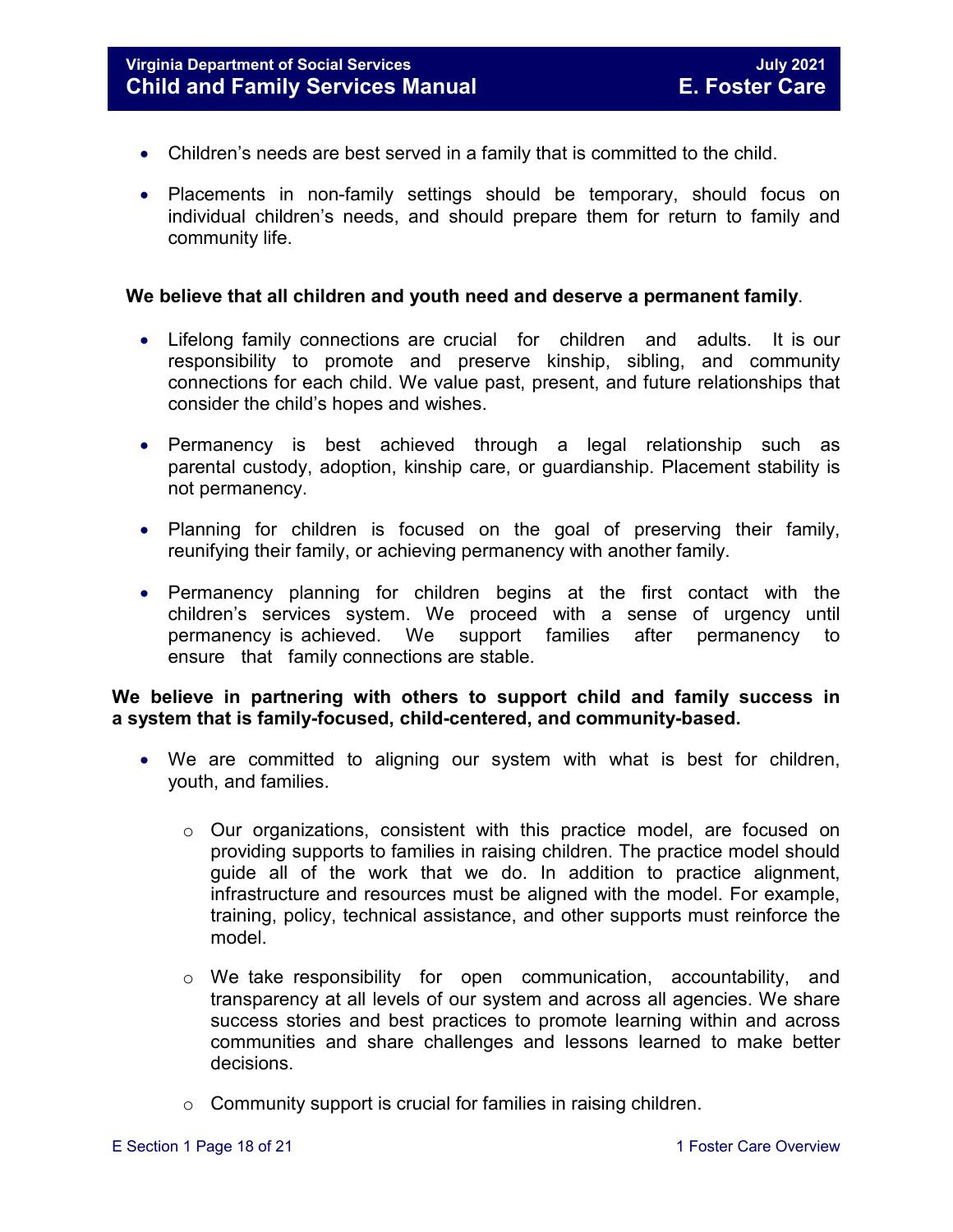- Children's needs are best served in a family that is committed to the child.
- Placements in non-family settings should be temporary, should focus on individual children's needs, and should prepare them for return to family and community life.

**We believe that all children and youth need and deserve a permanent family**.

- Lifelong family connections are crucial for children and adults. It is our responsibility to promote and preserve kinship, sibling, and community connections for each child. We value past, present, and future relationships that consider the child's hopes and wishes.
- Permanency is best achieved through a legal relationship such as parental custody, adoption, kinship care, or guardianship. Placement stability is not permanency.
- Planning for children is focused on the goal of preserving their family, reunifying their family, or achieving permanency with another family.
- Permanency planning for children begins at the first contact with the children's services system. We proceed with a sense of urgency until permanency is achieved. We support families after permanency to ensure that family connections are stable.

**We believe in partnering with others to support child and family success in a system that is family-focused, child-centered, and community-based.**

- We are committed to aligning our system with what is best for children, youth, and families.
    - Our organizations, consistent with this practice model, are focused on providing supports to families in raising children. The practice model should guide all of the work that we do. In addition to practice alignment, infrastructure and resources must be aligned with the model. For example, training, policy, technical assistance, and other supports must reinforce the model.
    - We take responsibility for open communication, accountability, and transparency at all levels of our system and across all agencies. We share success stories and best practices to promote learning within and across communities and share challenges and lessons learned to make better decisions.
    - Community support is crucial for families in raising children.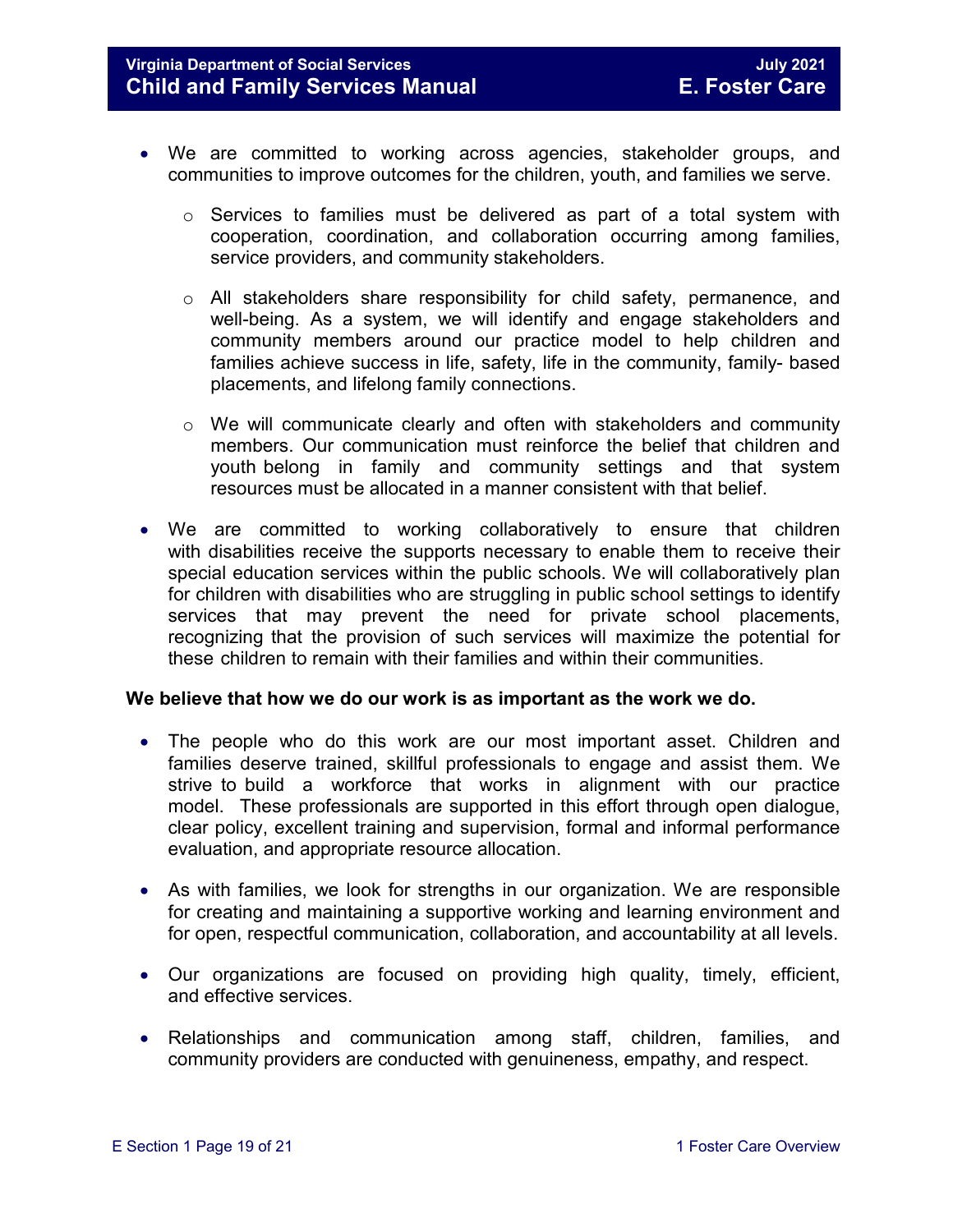- We are committed to working across agencies, stakeholder groups, and communities to improve outcomes for the children, youth, and families we serve.
    - Services to families must be delivered as part of a total system with cooperation, coordination, and collaboration occurring among families, service providers, and community stakeholders.
    - All stakeholders share responsibility for child safety, permanence, and well-being. As a system, we will identify and engage stakeholders and community members around our practice model to help children and families achieve success in life, safety, life in the community, family- based placements, and lifelong family connections.
    - We will communicate clearly and often with stakeholders and community members. Our communication must reinforce the belief that children and youth belong in family and community settings and that system resources must be allocated in a manner consistent with that belief.
- We are committed to working collaboratively to ensure that children with disabilities receive the supports necessary to enable them to receive their special education services within the public schools. We will collaboratively plan for children with disabilities who are struggling in public school settings to identify services that may prevent the need for private school placements, recognizing that the provision of such services will maximize the potential for these children to remain with their families and within their communities.

**We believe that how we do our work is as important as the work we do.**

- The people who do this work are our most important asset. Children and families deserve trained, skillful professionals to engage and assist them. We strive to build a workforce that works in alignment with our practice model. These professionals are supported in this effort through open dialogue, clear policy, excellent training and supervision, formal and informal performance evaluation, and appropriate resource allocation.
- As with families, we look for strengths in our organization. We are responsible for creating and maintaining a supportive working and learning environment and for open, respectful communication, collaboration, and accountability at all levels.
- Our organizations are focused on providing high quality, timely, efficient, and effective services.
- Relationships and communication among staff, children, families, and community providers are conducted with genuineness, empathy, and respect.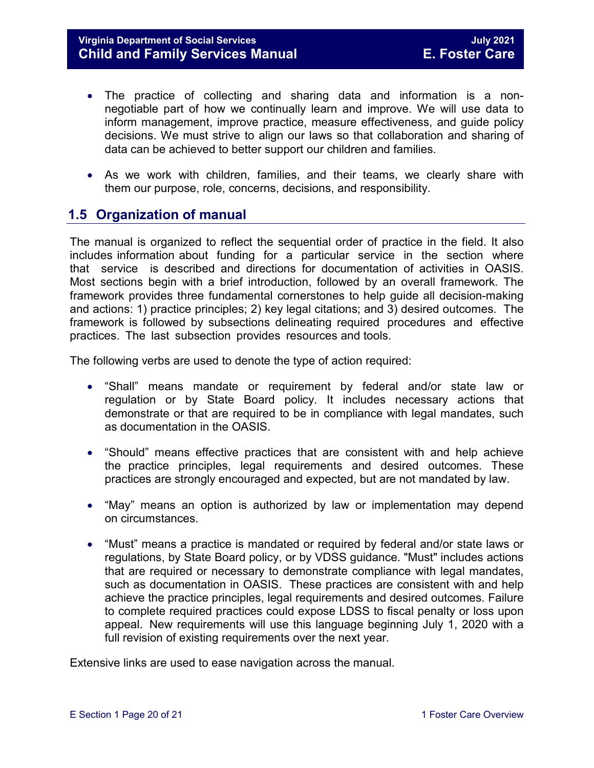- The practice of collecting and sharing data and information is a non-negotiable part of how we continually learn and improve. We will use data to inform management, improve practice, measure effectiveness, and guide policy decisions. We must strive to align our laws so that collaboration and sharing of data can be achieved to better support our children and families.

- As we work with children, families, and their teams, we clearly share with them our purpose, role, concerns, decisions, and responsibility.

## 1.5 Organization of manual

The manual is organized to reflect the sequential order of practice in the field. It also includes information about funding for a particular service in the section where that service is described and directions for documentation of activities in OASIS. Most sections begin with a brief introduction, followed by an overall framework. The framework provides three fundamental cornerstones to help guide all decision-making and actions: 1) practice principles; 2) key legal citations; and 3) desired outcomes. The framework is followed by subsections delineating required procedures and effective practices. The last subsection provides resources and tools.

The following verbs are used to denote the type of action required:

- "Shall" means mandate or requirement by federal and/or state law or regulation or by State Board policy. It includes necessary actions that demonstrate or that are required to be in compliance with legal mandates, such as documentation in the OASIS.

- "Should" means effective practices that are consistent with and help achieve the practice principles, legal requirements and desired outcomes. These practices are strongly encouraged and expected, but are not mandated by law.

- "May" means an option is authorized by law or implementation may depend on circumstances.

- "Must" means a practice is mandated or required by federal and/or state laws or regulations, by State Board policy, or by VDSS guidance. "Must" includes actions that are required or necessary to demonstrate compliance with legal mandates, such as documentation in OASIS. These practices are consistent with and help achieve the practice principles, legal requirements and desired outcomes. Failure to complete required practices could expose LDSS to fiscal penalty or loss upon appeal. New requirements will use this language beginning July 1, 2020 with a full revision of existing requirements over the next year.

Extensive links are used to ease navigation across the manual.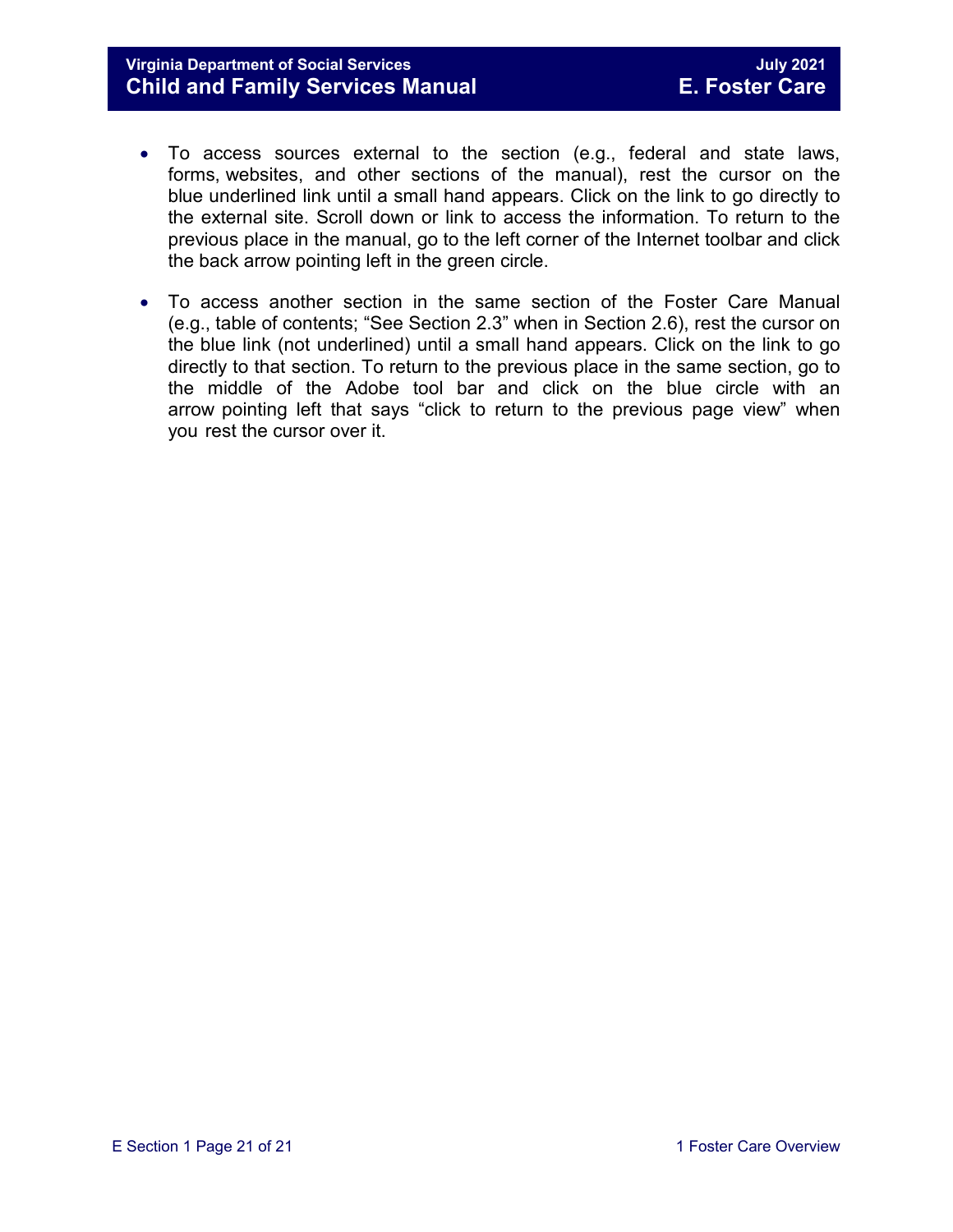- To access sources external to the section (e.g., federal and state laws, forms, websites, and other sections of the manual), rest the cursor on the blue underlined link until a small hand appears. Click on the link to go directly to the external site. Scroll down or link to access the information. To return to the previous place in the manual, go to the left corner of the Internet toolbar and click the back arrow pointing left in the green circle.

- To access another section in the same section of the Foster Care Manual (e.g., table of contents; "See Section 2.3" when in Section 2.6), rest the cursor on the blue link (not underlined) until a small hand appears. Click on the link to go directly to that section. To return to the previous place in the same section, go to the middle of the Adobe tool bar and click on the blue circle with an arrow pointing left that says "click to return to the previous page view" when you rest the cursor over it.